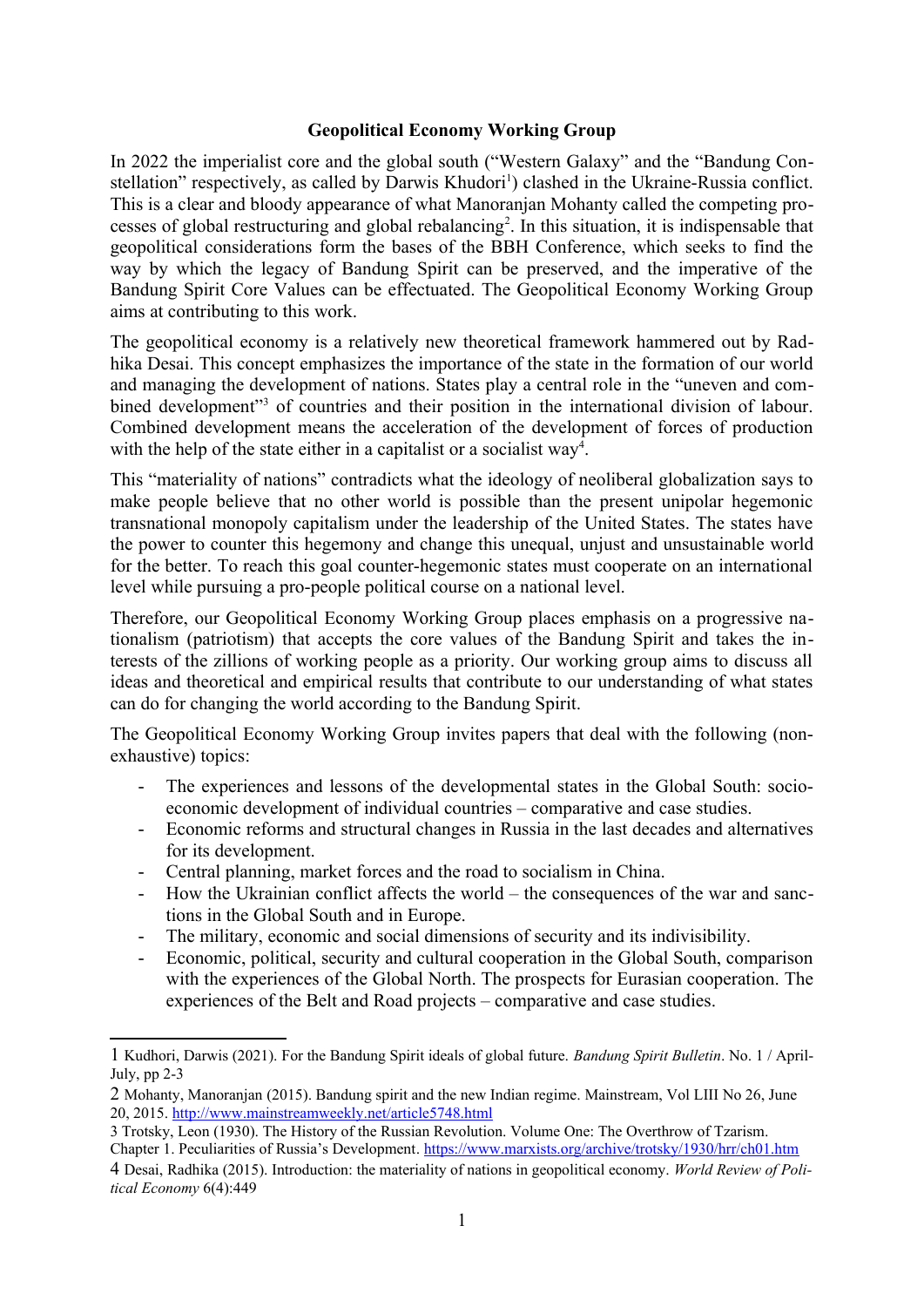**Geopolitical Economy Working Group**

In 2022 the imperialist core and the global south ("Western Galaxy" and the "Bandung Constellation" respectively, as called by Darwis Khudori[1]) clashed in the Ukraine-Russia conflict. This is a clear and bloody appearance of what Manoranjan Mohanty called the competing processes of global restructuring and global rebalancing[2]. In this situation, it is indispensable that geopolitical considerations form the bases of the BBH Conference, which seeks to find the way by which the legacy of Bandung Spirit can be preserved, and the imperative of the Bandung Spirit Core Values can be effectuated. The Geopolitical Economy Working Group aims at contributing to this work.

The geopolitical economy is a relatively new theoretical framework hammered out by Radhika Desai. This concept emphasizes the importance of the state in the formation of our world and managing the development of nations. States play a central role in the "uneven and combined development"[3] of countries and their position in the international division of labour. Combined development means the acceleration of the development of forces of production with the help of the state either in a capitalist or a socialist way[4].

This "materiality of nations" contradicts what the ideology of neoliberal globalization says to make people believe that no other world is possible than the present unipolar hegemonic transnational monopoly capitalism under the leadership of the United States. The states have the power to counter this hegemony and change this unequal, unjust and unsustainable world for the better. To reach this goal counter-hegemonic states must cooperate on an international level while pursuing a pro-people political course on a national level.

Therefore, our Geopolitical Economy Working Group places emphasis on a progressive nationalism (patriotism) that accepts the core values of the Bandung Spirit and takes the interests of the zillions of working people as a priority. Our working group aims to discuss all ideas and theoretical and empirical results that contribute to our understanding of what states can do for changing the world according to the Bandung Spirit.

The Geopolitical Economy Working Group invites papers that deal with the following (non-exhaustive) topics:

- The experiences and lessons of the developmental states in the Global South: socio-economic development of individual countries – comparative and case studies.
- Economic reforms and structural changes in Russia in the last decades and alternatives for its development.
- Central planning, market forces and the road to socialism in China.
- How the Ukrainian conflict affects the world – the consequences of the war and sanctions in the Global South and in Europe.
- The military, economic and social dimensions of security and its indivisibility.
- Economic, political, security and cultural cooperation in the Global South, comparison with the experiences of the Global North. The prospects for Eurasian cooperation. The experiences of the Belt and Road projects – comparative and case studies.

---

1 Kudhori, Darwis (2021). For the Bandung Spirit ideals of global future. *Bandung Spirit Bulletin*. No. 1 / April-July, pp 2-3

2 Mohanty, Manoranjan (2015). Bandung spirit and the new Indian regime. Mainstream, Vol LIII No 26, June 20, 2015. http://www.mainstreamweekly.net/article5748.html

3 Trotsky, Leon (1930). The History of the Russian Revolution. Volume One: The Overthrow of Tzarism. Chapter 1. Peculiarities of Russia's Development. https://www.marxists.org/archive/trotsky/1930/hrr/ch01.htm

4 Desai, Radhika (2015). Introduction: the materiality of nations in geopolitical economy. *World Review of Political Economy* 6(4):449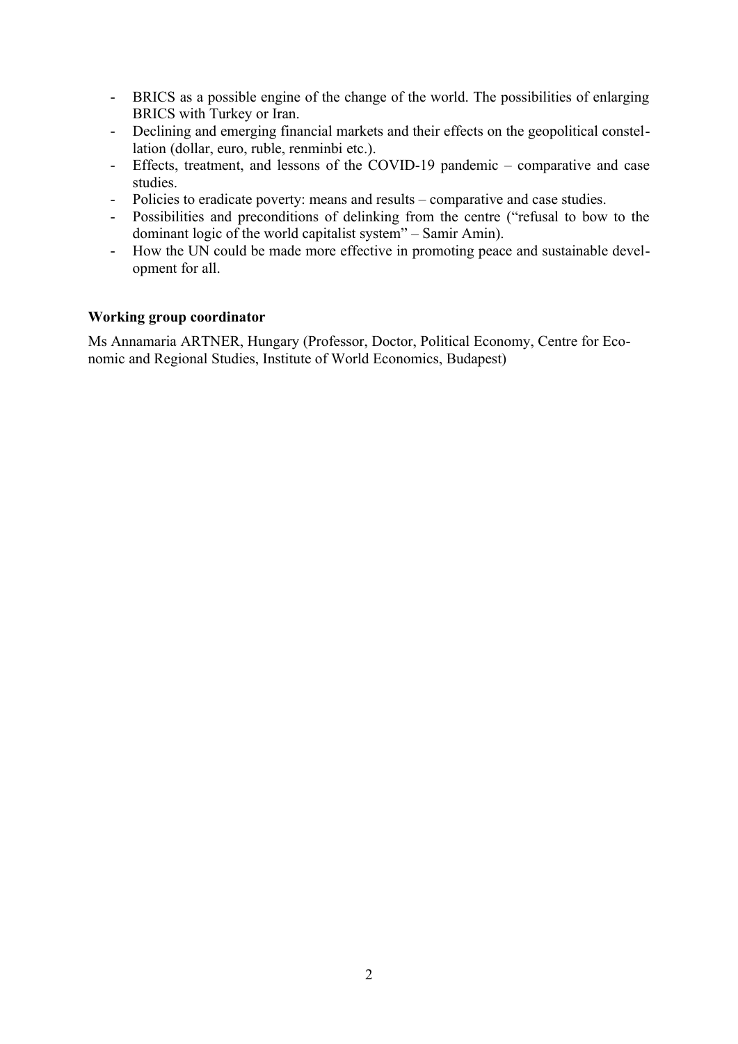- BRICS as a possible engine of the change of the world. The possibilities of enlarging BRICS with Turkey or Iran.
- Declining and emerging financial markets and their effects on the geopolitical constellation (dollar, euro, ruble, renminbi etc.).
- Effects, treatment, and lessons of the COVID-19 pandemic – comparative and case studies.
- Policies to eradicate poverty: means and results – comparative and case studies.
- Possibilities and preconditions of delinking from the centre ("refusal to bow to the dominant logic of the world capitalist system" – Samir Amin).
- How the UN could be made more effective in promoting peace and sustainable development for all.

**Working group coordinator**

Ms Annamaria ARTNER, Hungary (Professor, Doctor, Political Economy, Centre for Economic and Regional Studies, Institute of World Economics, Budapest)